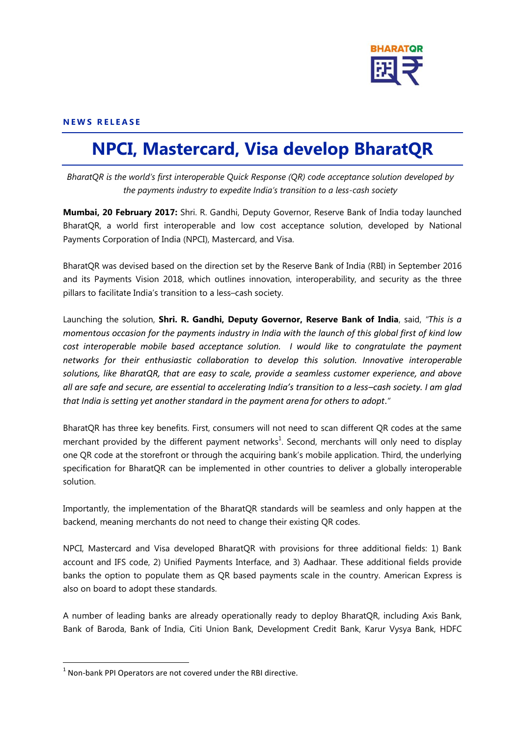NEWS RELEASE

# NPCI, Mastercard, Visa develop BharatQR

*BharatQR is the world's first interoperable Quick Response (QR) code acceptance solution developed by the payments industry to expedite India's transition to a less-cash society*

**Mumbai, 20 February 2017:** Shri. R. Gandhi, Deputy Governor, Reserve Bank of India today launched BharatQR, a world first interoperable and low cost acceptance solution, developed by National Payments Corporation of India (NPCI), Mastercard, and Visa.

BharatQR was devised based on the direction set by the Reserve Bank of India (RBI) in September 2016 and its Payments Vision 2018, which outlines innovation, interoperability, and security as the three pillars to facilitate India's transition to a less–cash society.

Launching the solution, **Shri. R. Gandhi, Deputy Governor, Reserve Bank of India**, said, *"This is a momentous occasion for the payments industry in India with the launch of this global first of kind low cost interoperable mobile based acceptance solution. I would like to congratulate the payment networks for their enthusiastic collaboration to develop this solution. Innovative interoperable solutions, like BharatQR, that are easy to scale, provide a seamless customer experience, and above all are safe and secure, are essential to accelerating India's transition to a less–cash society. I am glad that India is setting yet another standard in the payment arena for others to adopt."*

BharatQR has three key benefits. First, consumers will not need to scan different QR codes at the same merchant provided by the different payment networks[1]. Second, merchants will only need to display one QR code at the storefront or through the acquiring bank's mobile application. Third, the underlying specification for BharatQR can be implemented in other countries to deliver a globally interoperable solution.

Importantly, the implementation of the BharatQR standards will be seamless and only happen at the backend, meaning merchants do not need to change their existing QR codes.

NPCI, Mastercard and Visa developed BharatQR with provisions for three additional fields: 1) Bank account and IFS code, 2) Unified Payments Interface, and 3) Aadhaar. These additional fields provide banks the option to populate them as QR based payments scale in the country. American Express is also on board to adopt these standards.

A number of leading banks are already operationally ready to deploy BharatQR, including Axis Bank, Bank of Baroda, Bank of India, Citi Union Bank, Development Credit Bank, Karur Vysya Bank, HDFC

[1] Non-bank PPI Operators are not covered under the RBI directive.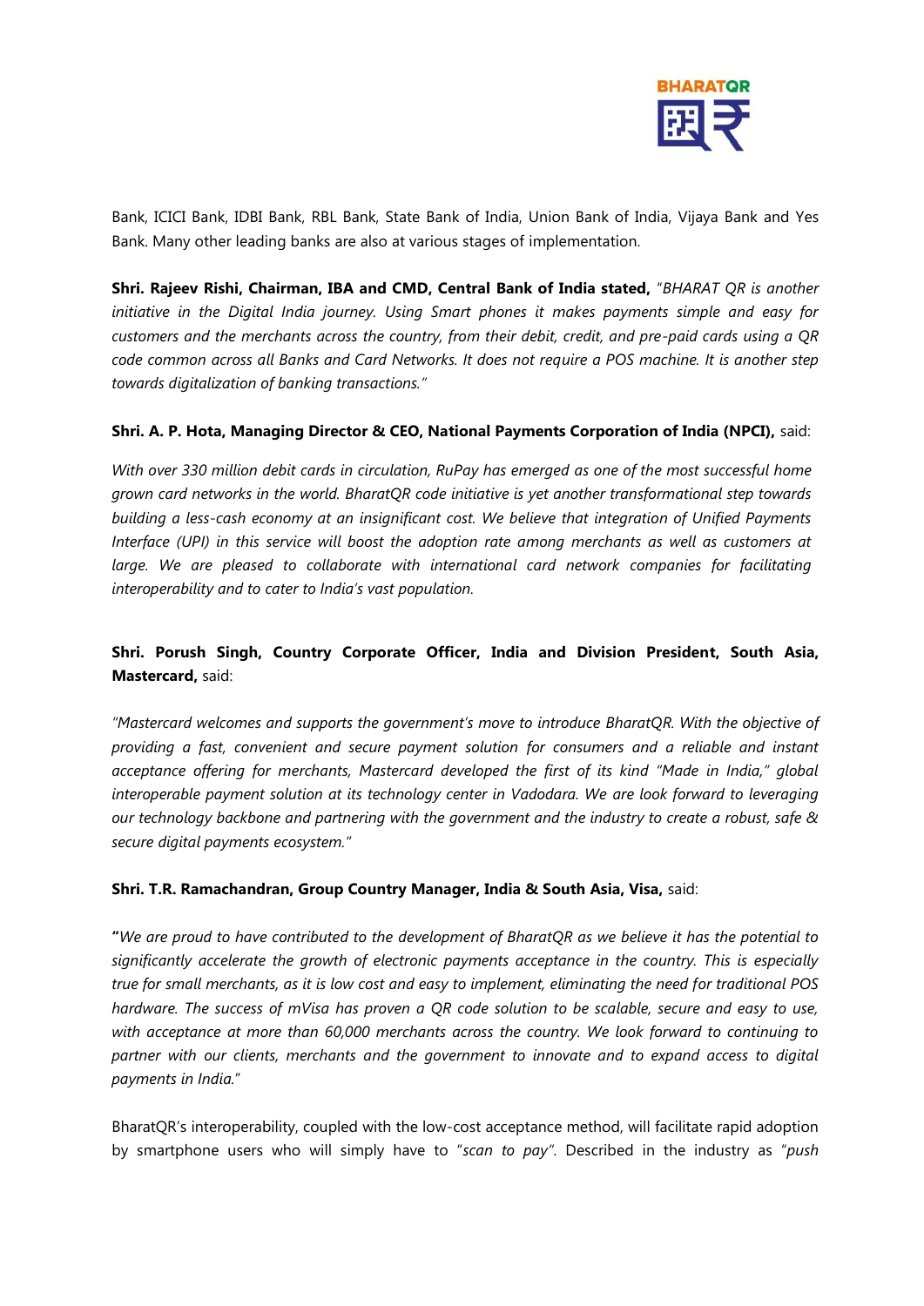Bank, ICICI Bank, IDBI Bank, RBL Bank, State Bank of India, Union Bank of India, Vijaya Bank and Yes Bank. Many other leading banks are also at various stages of implementation.

**Shri. Rajeev Rishi, Chairman, IBA and CMD, Central Bank of India stated,** "*BHARAT QR is another initiative in the Digital India journey. Using Smart phones it makes payments simple and easy for customers and the merchants across the country, from their debit, credit, and pre-paid cards using a QR code common across all Banks and Card Networks. It does not require a POS machine. It is another step towards digitalization of banking transactions.*"

**Shri. A. P. Hota, Managing Director & CEO, National Payments Corporation of India (NPCI),** said:

*With over 330 million debit cards in circulation, RuPay has emerged as one of the most successful home grown card networks in the world. BharatQR code initiative is yet another transformational step towards building a less-cash economy at an insignificant cost. We believe that integration of Unified Payments Interface (UPI) in this service will boost the adoption rate among merchants as well as customers at large. We are pleased to collaborate with international card network companies for facilitating interoperability and to cater to India's vast population.*

**Shri. Porush Singh, Country Corporate Officer, India and Division President, South Asia, Mastercard,** said:

*"Mastercard welcomes and supports the government's move to introduce BharatQR. With the objective of providing a fast, convenient and secure payment solution for consumers and a reliable and instant acceptance offering for merchants, Mastercard developed the first of its kind "Made in India," global interoperable payment solution at its technology center in Vadodara. We are look forward to leveraging our technology backbone and partnering with the government and the industry to create a robust, safe & secure digital payments ecosystem."*

**Shri. T.R. Ramachandran, Group Country Manager, India & South Asia, Visa,** said:

**"***We are proud to have contributed to the development of BharatQR as we believe it has the potential to significantly accelerate the growth of electronic payments acceptance in the country. This is especially true for small merchants, as it is low cost and easy to implement, eliminating the need for traditional POS hardware. The success of mVisa has proven a QR code solution to be scalable, secure and easy to use, with acceptance at more than 60,000 merchants across the country. We look forward to continuing to partner with our clients, merchants and the government to innovate and to expand access to digital payments in India.*"

BharatQR's interoperability, coupled with the low-cost acceptance method, will facilitate rapid adoption by smartphone users who will simply have to "*scan to pay*". Described in the industry as "*push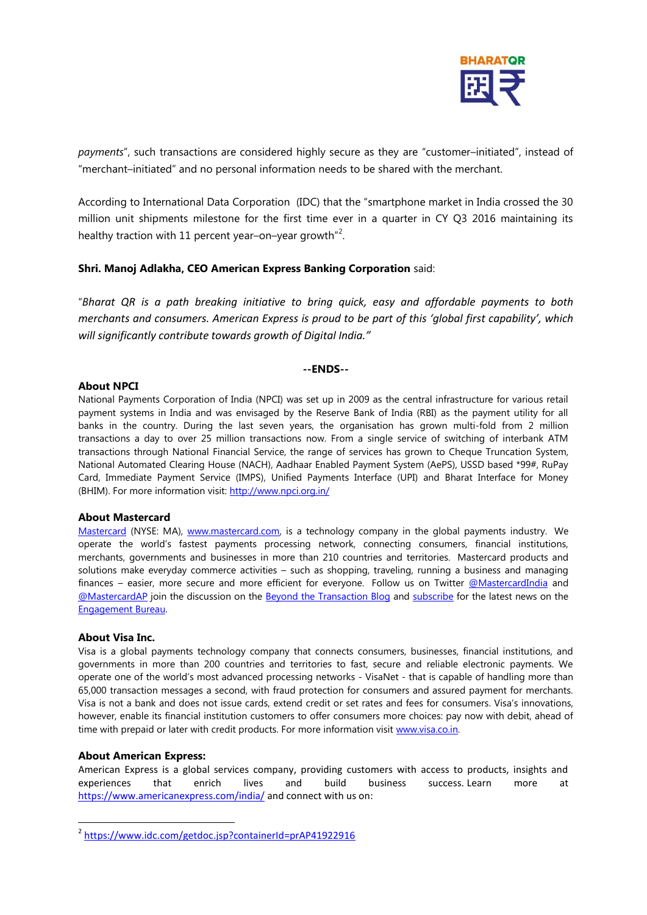*payments*", such transactions are considered highly secure as they are "customer–initiated", instead of "merchant–initiated" and no personal information needs to be shared with the merchant.

According to International Data Corporation (IDC) that the "smartphone market in India crossed the 30 million unit shipments milestone for the first time ever in a quarter in CY Q3 2016 maintaining its healthy traction with 11 percent year–on–year growth"[2].

**Shri. Manoj Adlakha, CEO American Express Banking Corporation** said:

*"Bharat QR is a path breaking initiative to bring quick, easy and affordable payments to both merchants and consumers. American Express is proud to be part of this 'global first capability', which will significantly contribute towards growth of Digital India."*

**--ENDS--**

**About NPCI**

National Payments Corporation of India (NPCI) was set up in 2009 as the central infrastructure for various retail payment systems in India and was envisaged by the Reserve Bank of India (RBI) as the payment utility for all banks in the country. During the last seven years, the organisation has grown multi-fold from 2 million transactions a day to over 25 million transactions now. From a single service of switching of interbank ATM transactions through National Financial Service, the range of services has grown to Cheque Truncation System, National Automated Clearing House (NACH), Aadhaar Enabled Payment System (AePS), USSD based *99#, RuPay Card, Immediate Payment Service (IMPS), Unified Payments Interface (UPI) and Bharat Interface for Money (BHIM). For more information visit: http://www.npci.org.in/

**About Mastercard**

Mastercard (NYSE: MA), www.mastercard.com, is a technology company in the global payments industry. We operate the world's fastest payments processing network, connecting consumers, financial institutions, merchants, governments and businesses in more than 210 countries and territories. Mastercard products and solutions make everyday commerce activities – such as shopping, traveling, running a business and managing finances – easier, more secure and more efficient for everyone. Follow us on Twitter @MastercardIndia and @MastercardAP join the discussion on the Beyond the Transaction Blog and subscribe for the latest news on the Engagement Bureau.

**About Visa Inc.**

Visa is a global payments technology company that connects consumers, businesses, financial institutions, and governments in more than 200 countries and territories to fast, secure and reliable electronic payments. We operate one of the world's most advanced processing networks - VisaNet - that is capable of handling more than 65,000 transaction messages a second, with fraud protection for consumers and assured payment for merchants. Visa is not a bank and does not issue cards, extend credit or set rates and fees for consumers. Visa's innovations, however, enable its financial institution customers to offer consumers more choices: pay now with debit, ahead of time with prepaid or later with credit products. For more information visit www.visa.co.in.

**About American Express:**

American Express is a global services company, providing customers with access to products, insights and experiences that enrich lives and build business success. Learn more at https://www.americanexpress.com/india/ and connect with us on:

[2] https://www.idc.com/getdoc.jsp?containerId=prAP41922916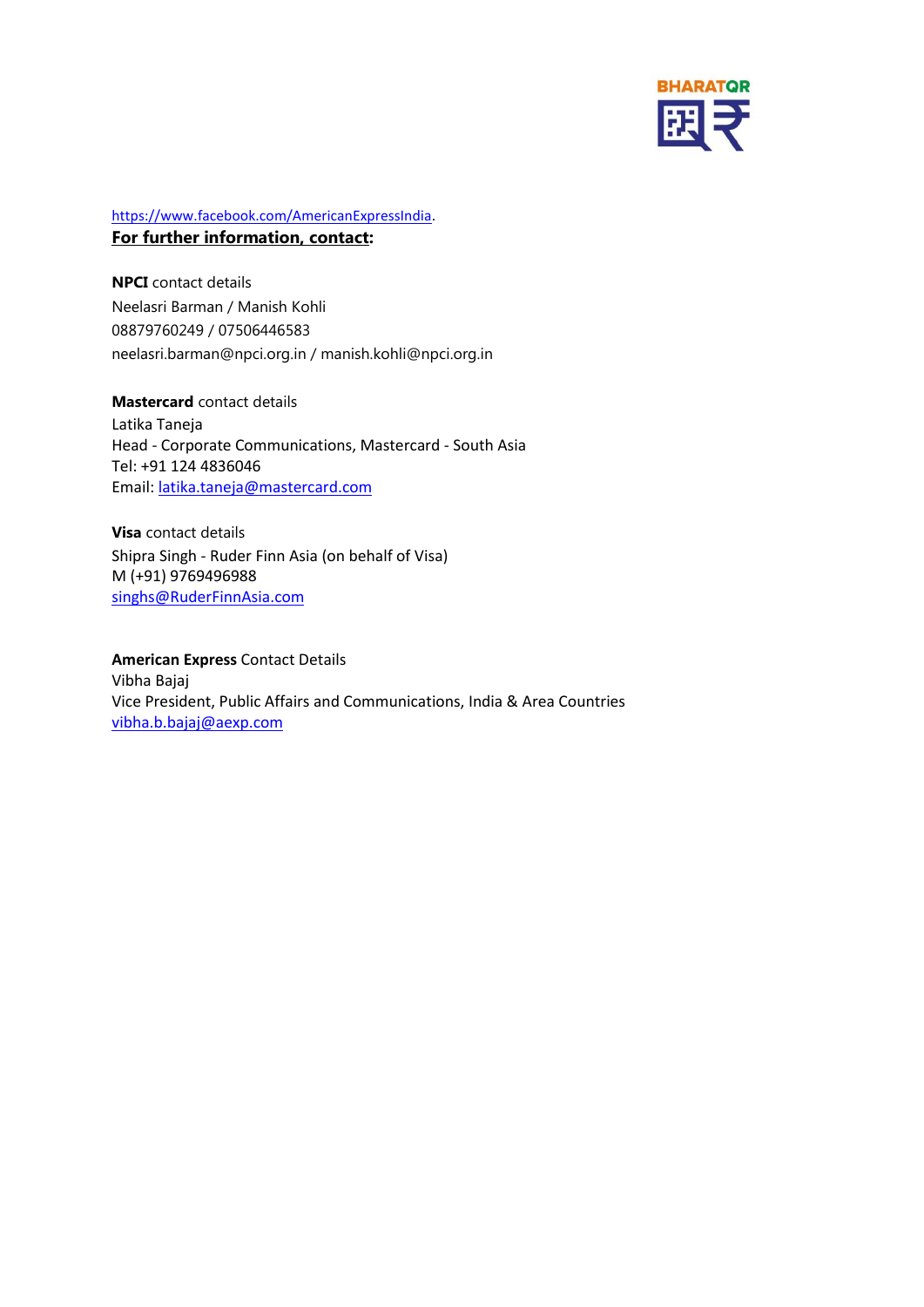https://www.facebook.com/AmericanExpressIndia.

**For further information, contact:**

**NPCI** contact details
Neelasri Barman / Manish Kohli
08879760249 / 07506446583
neelasri.barman@npci.org.in / manish.kohli@npci.org.in

**Mastercard** contact details
Latika Taneja
Head - Corporate Communications, Mastercard - South Asia
Tel: +91 124 4836046
Email: latika.taneja@mastercard.com

**Visa** contact details
Shipra Singh - Ruder Finn Asia (on behalf of Visa)
M (+91) 9769496988
singhs@RuderFinnAsia.com

**American Express** Contact Details
Vibha Bajaj
Vice President, Public Affairs and Communications, India & Area Countries
vibha.b.bajaj@aexp.com